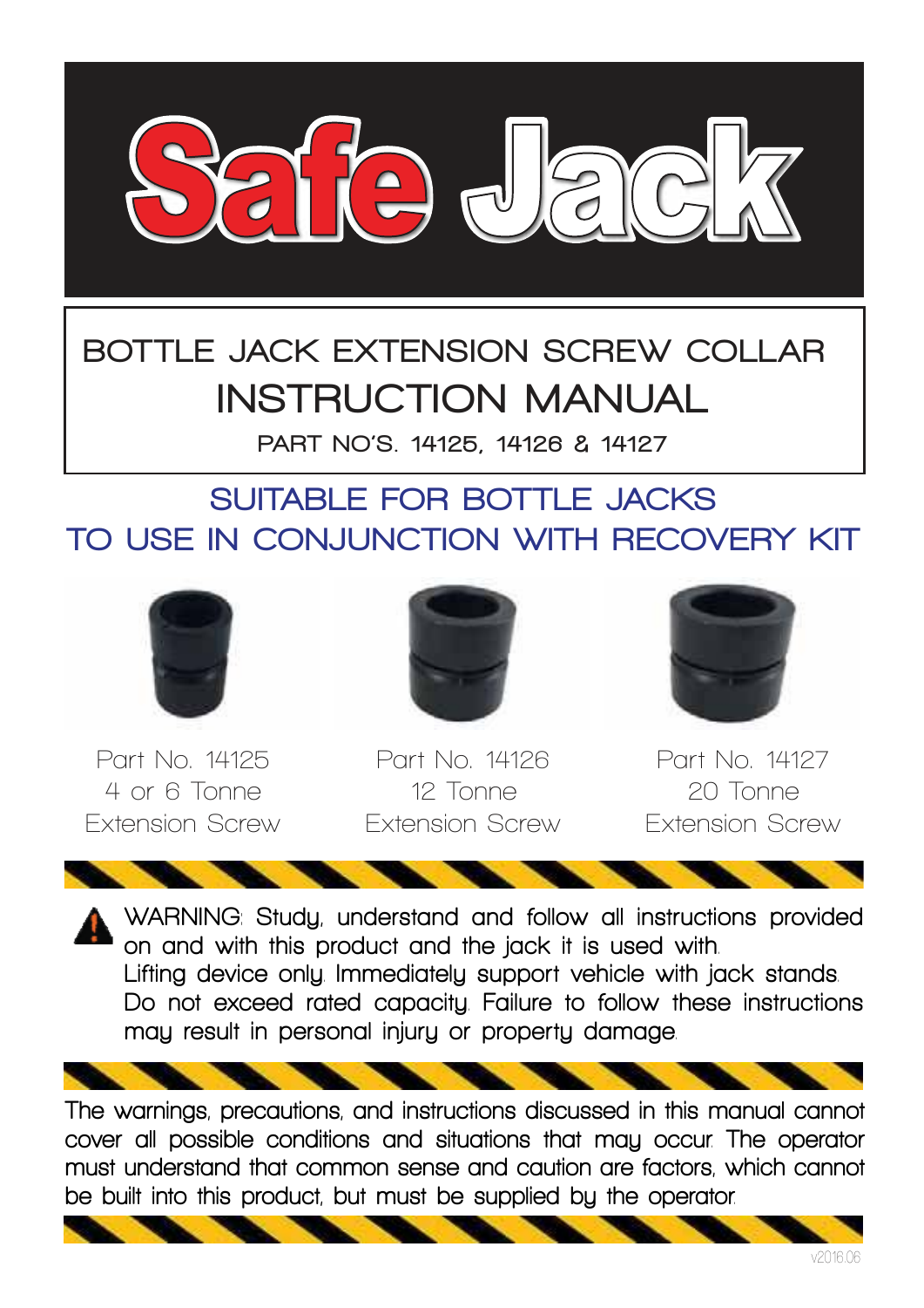# Safe Jack

## BOTTLE JACK EXTENSION SCREW COLLAR

# INSTRUCTION MANUAL

PART NO'S. 14125, 14126 & 14127

## SUITABLE FOR BOTTLE JACKS TO USE IN CONJUNCTION WITH RECOVERY KIT

| Part No. 14125 | Part No. 14126 | Part No. 14127 |
|---|---|---|
| 4 or 6 Tonne | 12 Tonne | 20 Tonne |
| Extension Screw | Extension Screw | Extension Screw |

**WARNING:** Study, understand and follow all instructions provided on and with this product and the jack it is used with.
Lifting device only. Immediately support vehicle with jack stands.
Do not exceed rated capacity. Failure to follow these instructions may result in personal injury or property damage.

The warnings, precautions, and instructions discussed in this manual cannot cover all possible conditions and situations that may occur. The operator must understand that common sense and caution are factors, which cannot be built into this product, but must be supplied by the operator.

v2016.06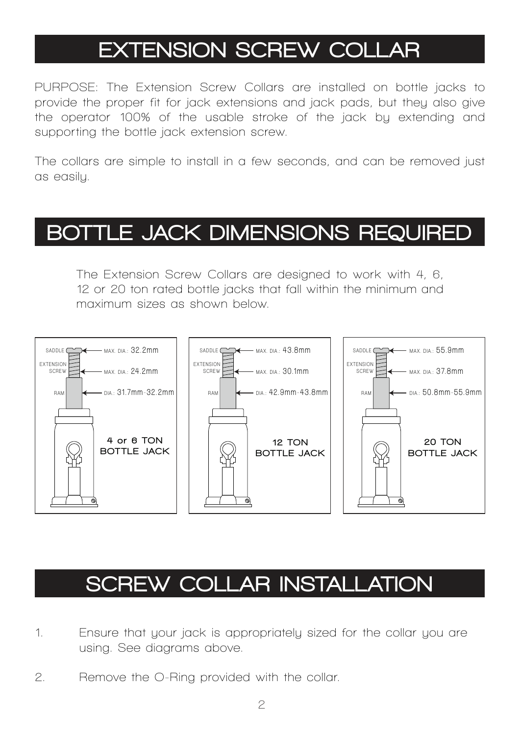# EXTENSION SCREW COLLAR

PURPOSE: The Extension Screw Collars are installed on bottle jacks to provide the proper fit for jack extensions and jack pads, but they also give the operator 100% of the usable stroke of the jack by extending and supporting the bottle jack extension screw.

The collars are simple to install in a few seconds, and can be removed just as easily.

# BOTTLE JACK DIMENSIONS REQUIRED

The Extension Screw Collars are designed to work with 4, 6, 12 or 20 ton rated bottle jacks that fall within the minimum and maximum sizes as shown below.

| | 4 or 6 TON BOTTLE JACK | 12 TON BOTTLE JACK | 20 TON BOTTLE JACK |
| --- | --- | --- | --- |
| SADDLE | MAX. DIA.: 32.2mm | MAX. DIA.: 43.8mm | MAX. DIA.: 55.9mm |
| EXTENSION SCREW | MAX. DIA.: 24.2mm | MAX. DIA.: 30.1mm | MAX. DIA.: 37.8mm |
| RAM | DIA.: 31.7mm-32.2mm | DIA.: 42.9mm-43.8mm | DIA.: 50.8mm-55.9mm |

# SCREW COLLAR INSTALLATION

1. Ensure that your jack is appropriately sized for the collar you are using. See diagrams above.
2. Remove the O-Ring provided with the collar.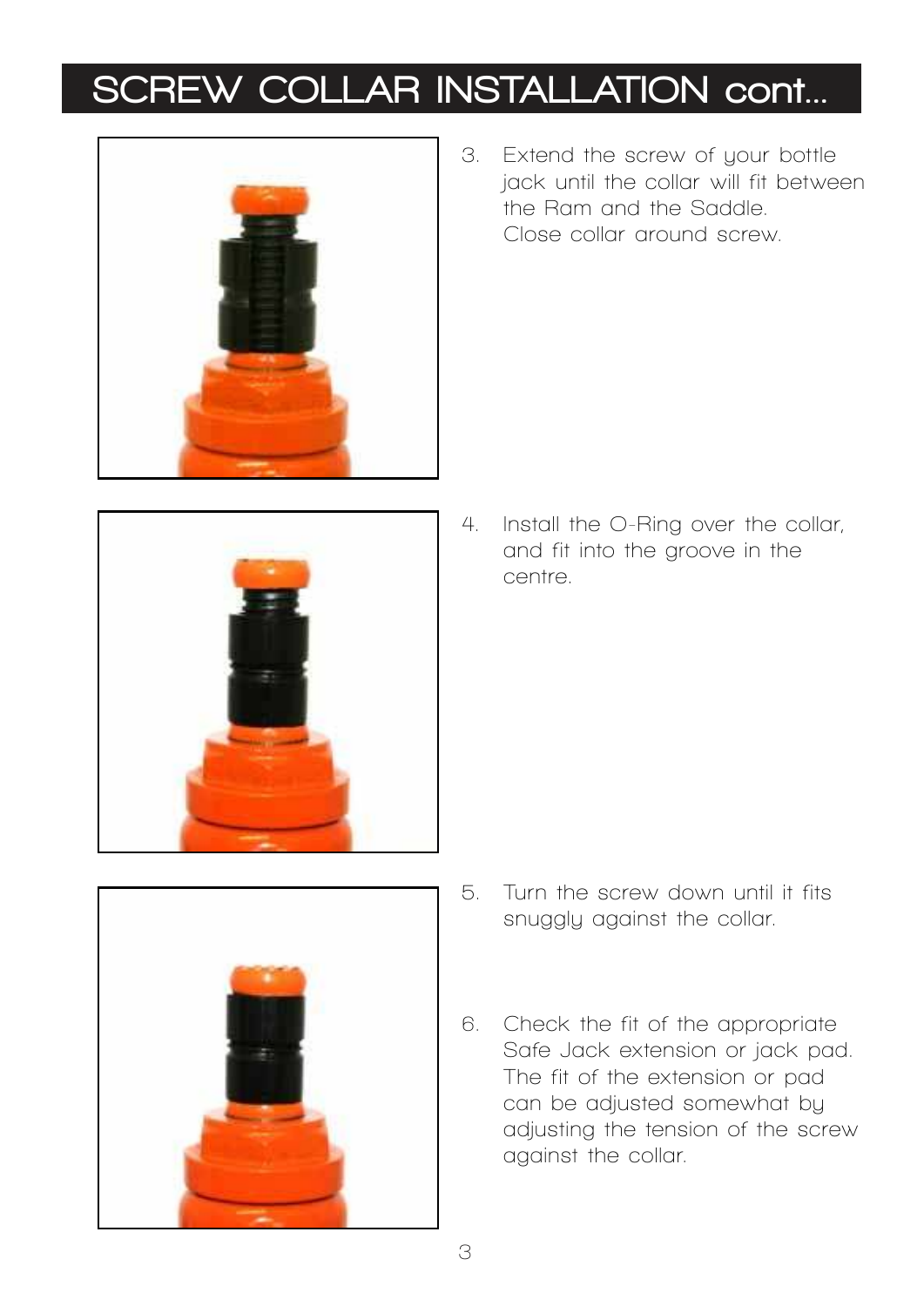# SCREW COLLAR INSTALLATION cont...

3. Extend the screw of your bottle jack until the collar will fit between the Ram and the Saddle.
   Close collar around screw.

4. Install the O-Ring over the collar, and fit into the groove in the centre.

5. Turn the screw down until it fits snuggly against the collar.

6. Check the fit of the appropriate Safe Jack extension or jack pad. The fit of the extension or pad can be adjusted somewhat by adjusting the tension of the screw against the collar.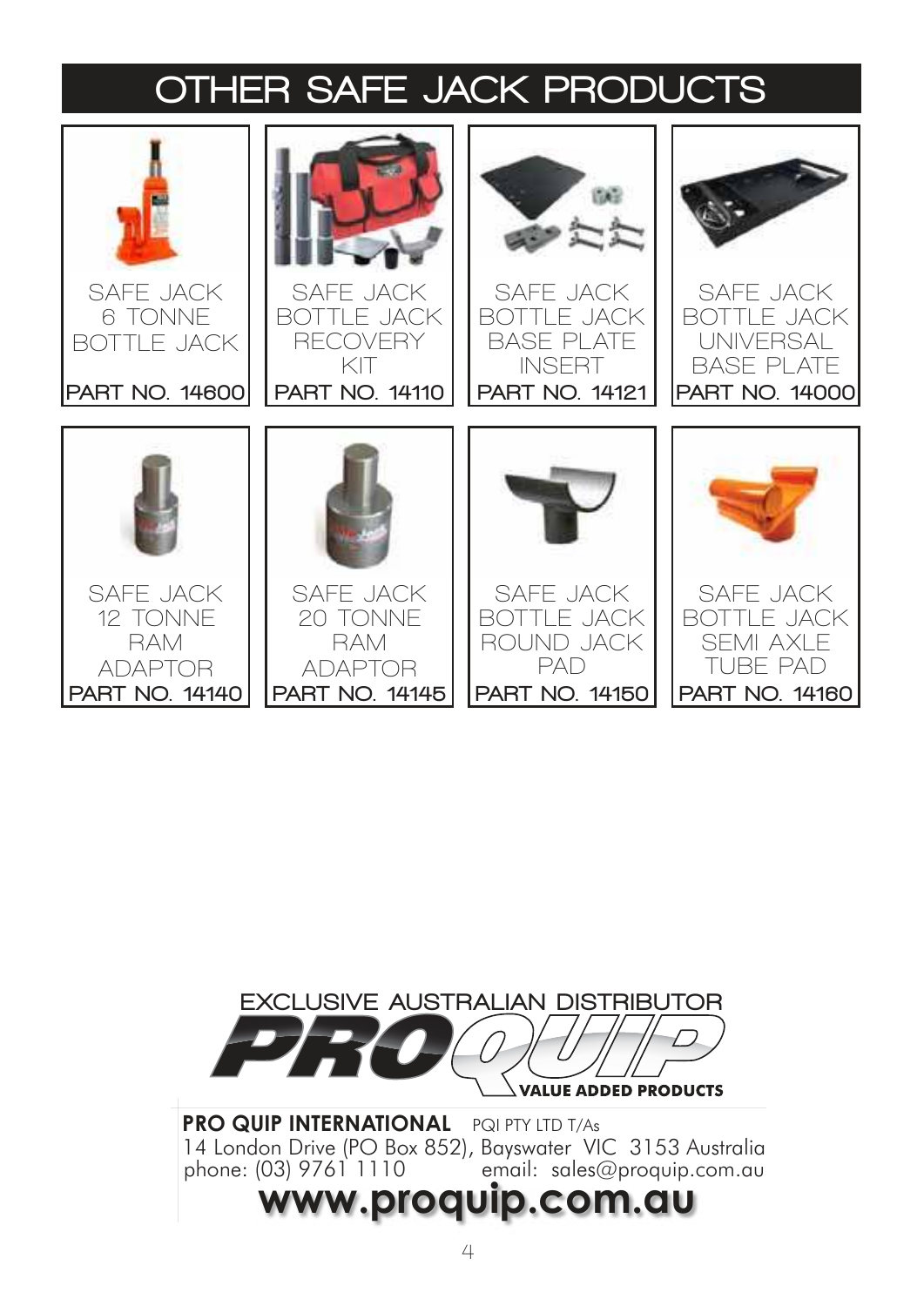# OTHER SAFE JACK PRODUCTS

SAFE JACK 6 TONNE BOTTLE JACK
**PART NO. 14600**

SAFE JACK BOTTLE JACK RECOVERY KIT
**PART NO. 14110**

SAFE JACK BOTTLE JACK BASE PLATE INSERT
**PART NO. 14121**

SAFE JACK BOTTLE JACK UNIVERSAL BASE PLATE
**PART NO. 14000**

SAFE JACK 12 TONNE RAM ADAPTOR
**PART NO. 14140**

SAFE JACK 20 TONNE RAM ADAPTOR
**PART NO. 14145**

SAFE JACK BOTTLE JACK ROUND JACK PAD
**PART NO. 14150**

SAFE JACK BOTTLE JACK SEMI AXLE TUBE PAD
**PART NO. 14160**

EXCLUSIVE AUSTRALIAN DISTRIBUTOR

PRO QUIP

VALUE ADDED PRODUCTS

**PRO QUIP INTERNATIONAL** PQI PTY LTD T/As
14 London Drive (PO Box 852), Bayswater VIC 3153 Australia
phone: (03) 9761 1110 email: sales@proquip.com.au

**www.proquip.com.au**